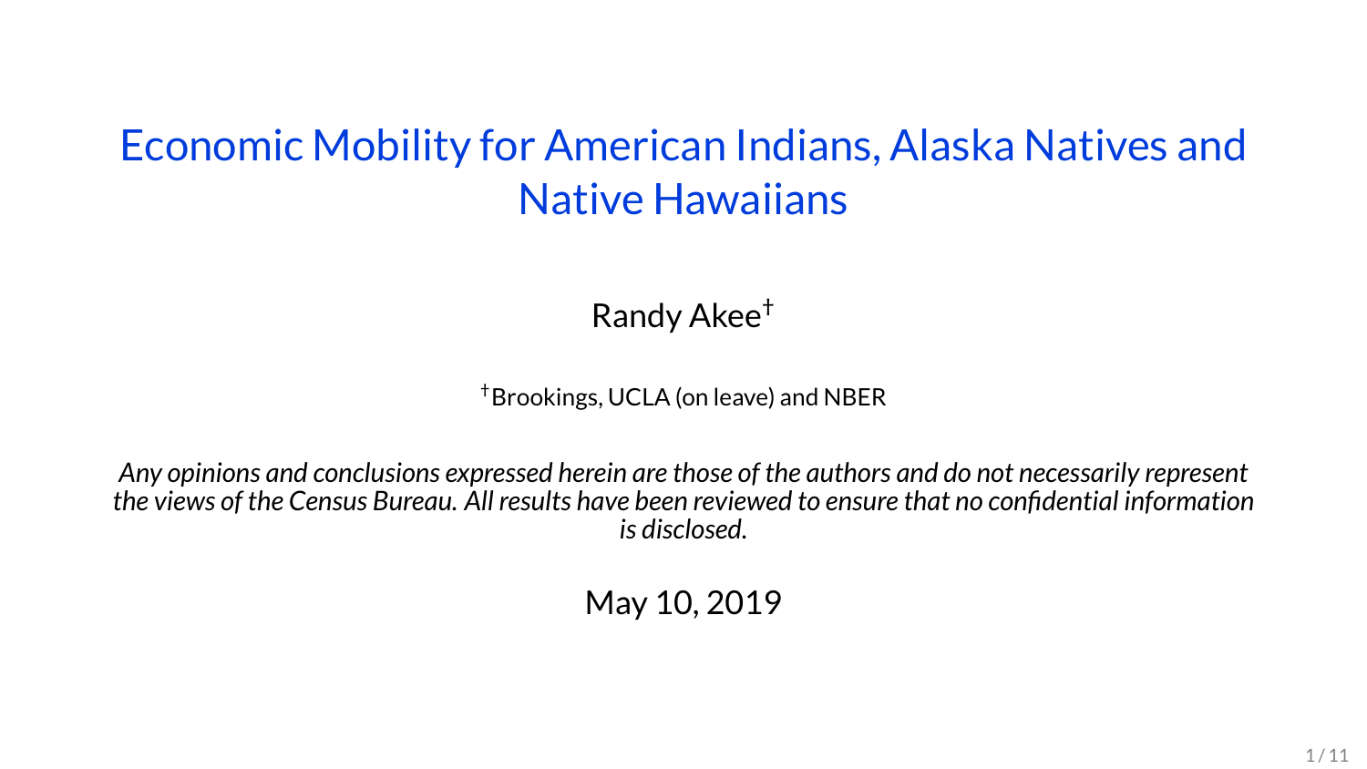# Economic Mobility for American Indians, Alaska Natives and Native Hawaiians

Randy Akee[†]

[†] Brookings, UCLA (on leave) and NBER

*Any opinions and conclusions expressed herein are those of the authors and do not necessarily represent the views of the Census Bureau. All results have been reviewed to ensure that no confidential information is disclosed.*

May 10, 2019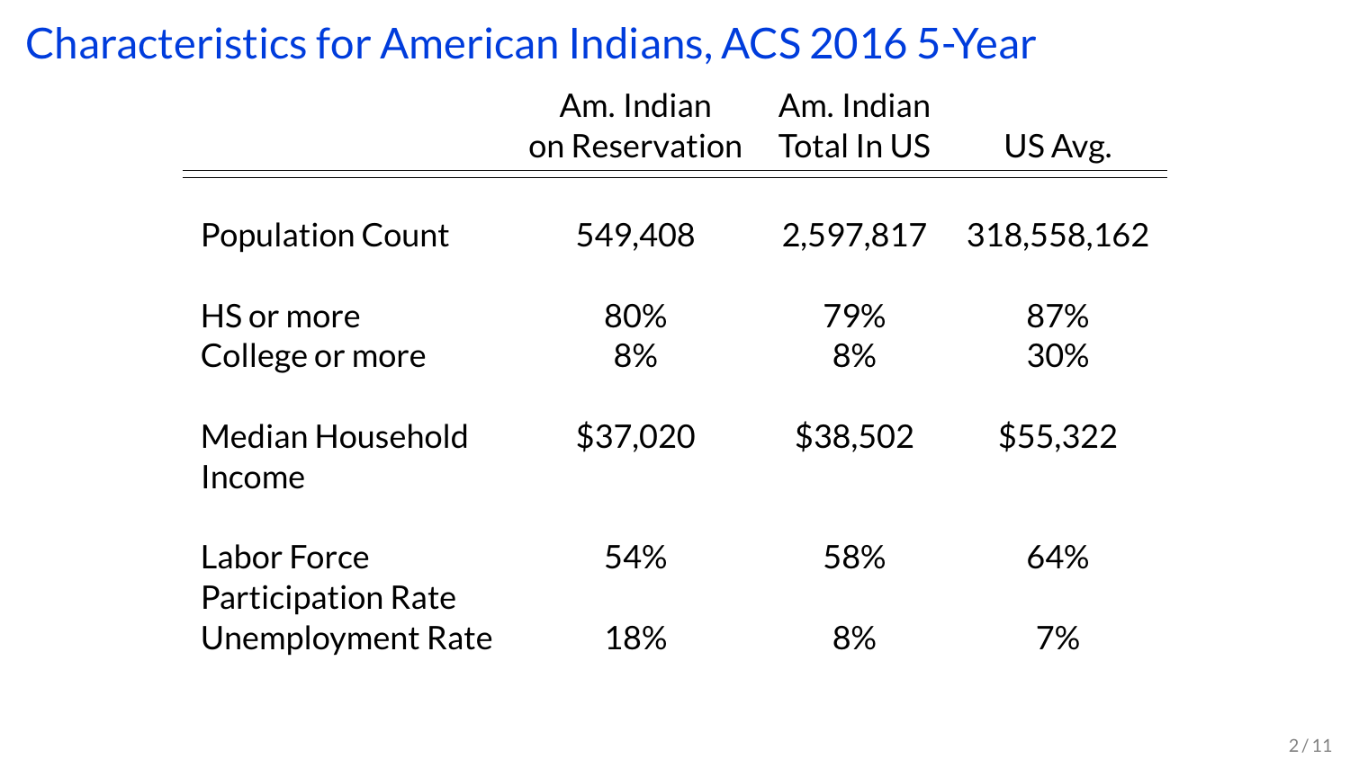# Characteristics for American Indians, ACS 2016 5-Year

| | Am. Indian on Reservation | Am. Indian Total In US | US Avg. |
|---|---|---|---|
| Population Count | 549,408 | 2,597,817 | 318,558,162 |
| HS or more | 80% | 79% | 87% |
| College or more | 8% | 8% | 30% |
| Median Household Income | $37,020 | $38,502 | $55,322 |
| Labor Force Participation Rate | 54% | 58% | 64% |
| Unemployment Rate | 18% | 8% | 7% |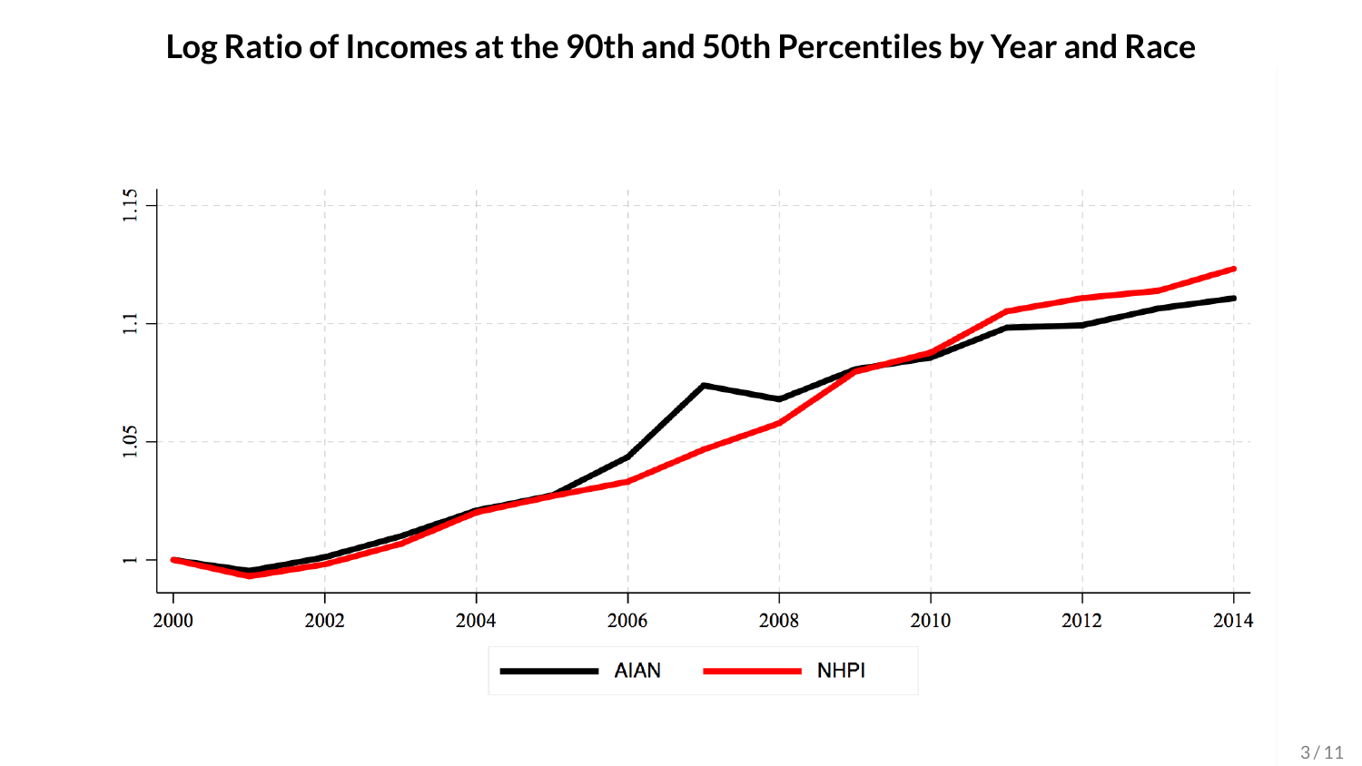# Log Ratio of Incomes at the 90th and 50th Percentiles by Year and Race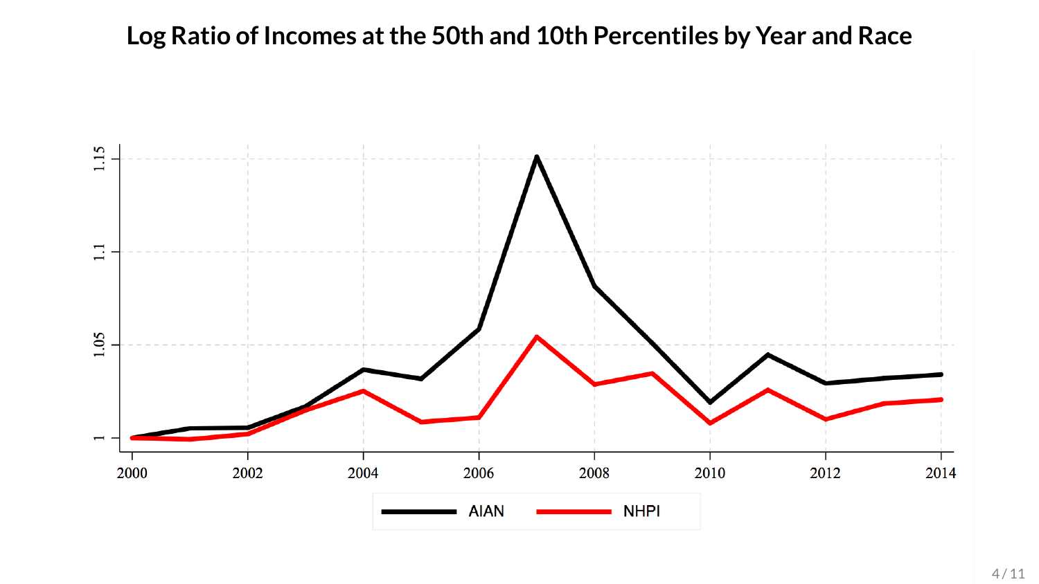# Log Ratio of Incomes at the 50th and 10th Percentiles by Year and Race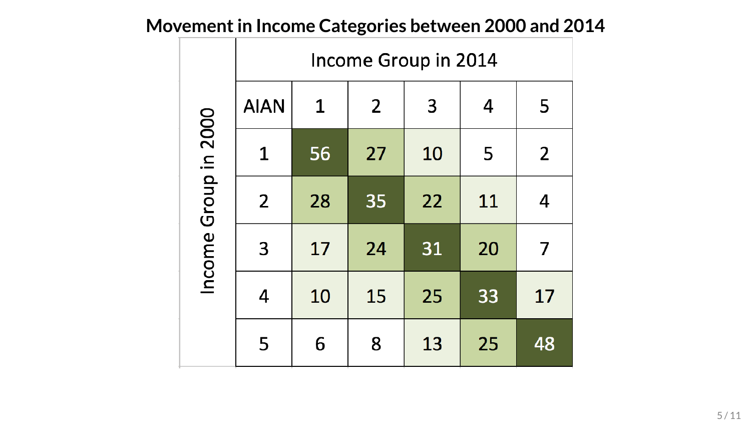# Movement in Income Categories between 2000 and 2014

| Income Group in 2000 | Income Group in 2014 | | | | | |
|---|---|---|---|---|---|---|
| | AIAN | 1 | 2 | 3 | 4 | 5 |
| | 1 | 56 | 27 | 10 | 5 | 2 |
| | 2 | 28 | 35 | 22 | 11 | 4 |
| | 3 | 17 | 24 | 31 | 20 | 7 |
| | 4 | 10 | 15 | 25 | 33 | 17 |
| | 5 | 6 | 8 | 13 | 25 | 48 |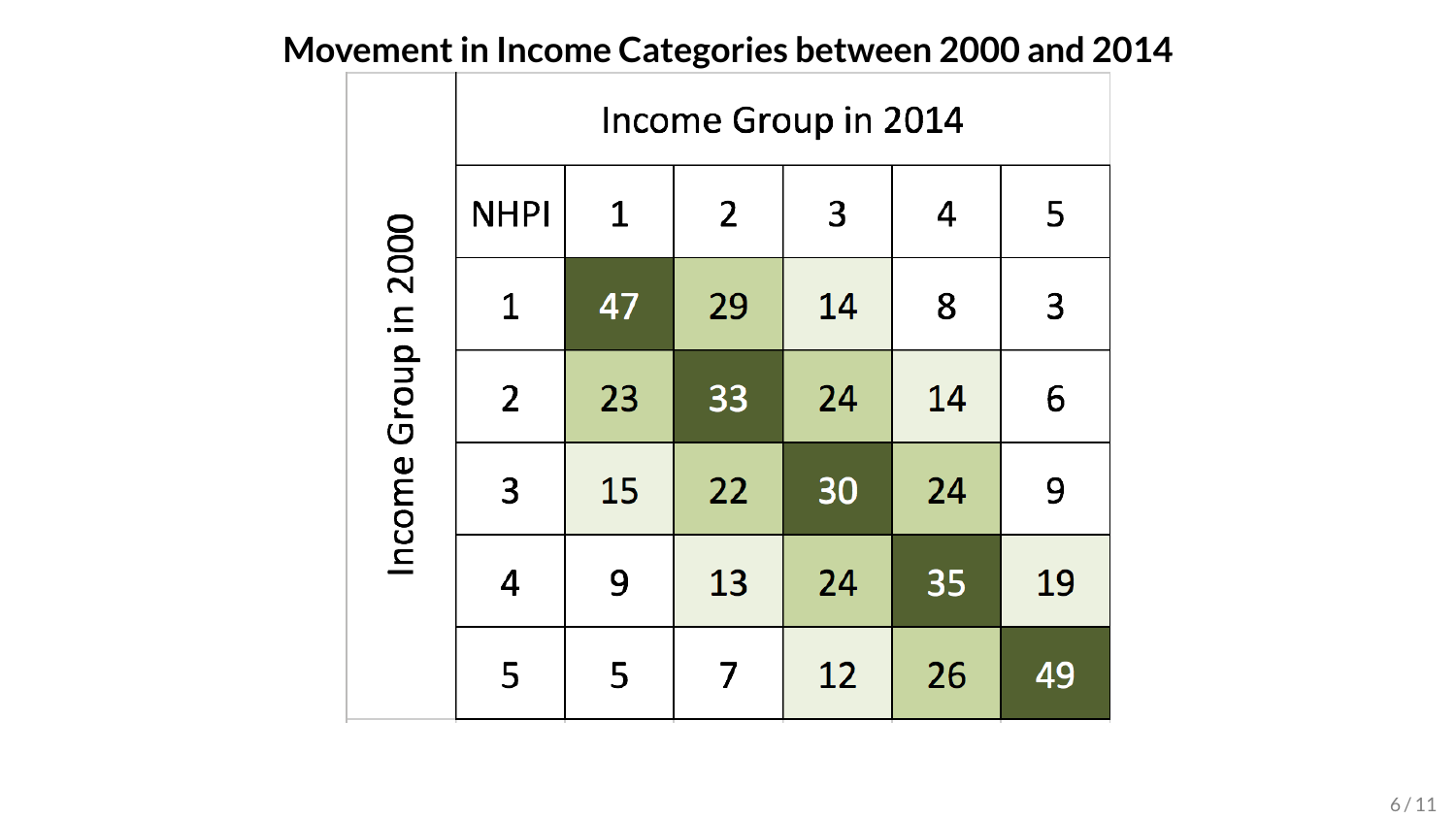# Movement in Income Categories between 2000 and 2014

| | Income Group in 2014 | | | | |
|---|---|---|---|---|---|
| **Income Group in 2000** (NHPI) | 1 | 2 | 3 | 4 | 5 |
| 1 | 47 | 29 | 14 | 8 | 3 |
| 2 | 23 | 33 | 24 | 14 | 6 |
| 3 | 15 | 22 | 30 | 24 | 9 |
| 4 | 9 | 13 | 24 | 35 | 19 |
| 5 | 5 | 7 | 12 | 26 | 49 |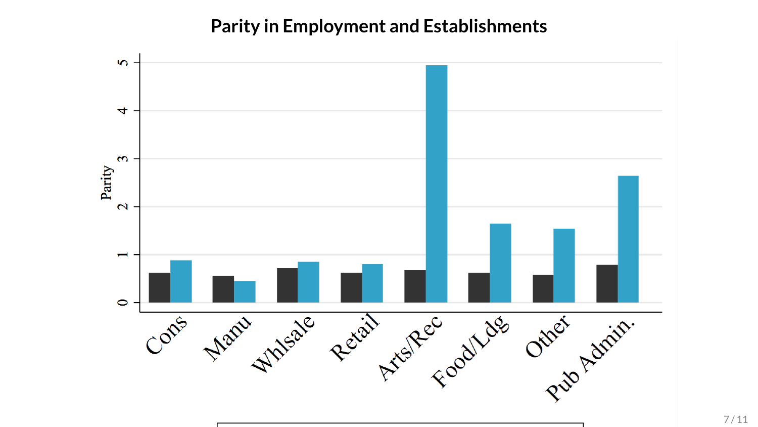# Parity in Employment and Establishments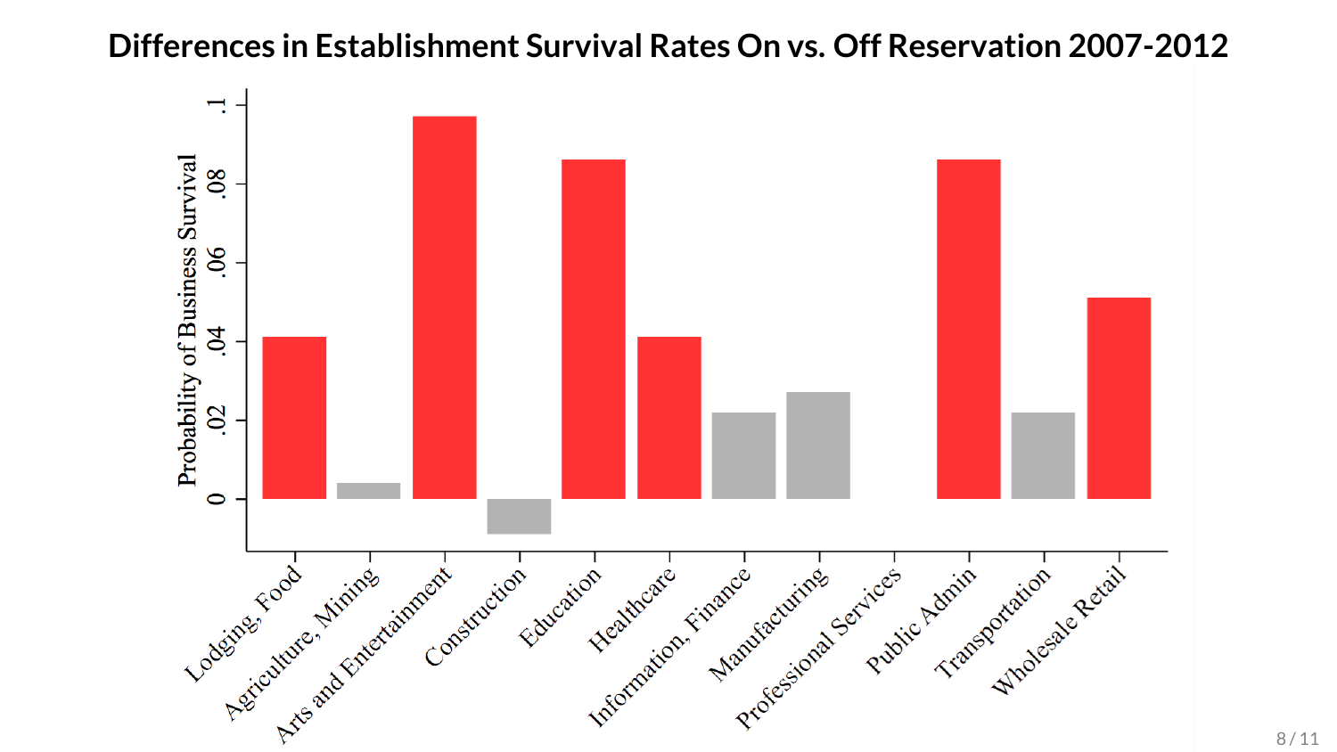# Differences in Establishment Survival Rates On vs. Off Reservation 2007-2012

| Industry | Probability of Business Survival |
|---|---|
| Lodging, Food | 0.041 |
| Agriculture, Mining | 0.004 |
| Arts and Entertainment | 0.097 |
| Construction | -0.009 |
| Education | 0.086 |
| Healthcare | 0.041 |
| Information, Finance | 0.022 |
| Manufacturing | 0.027 |
| Professional Services | 0 |
| Public Admin | 0.086 |
| Transportation | 0.022 |
| Wholesale Retail | 0.051 |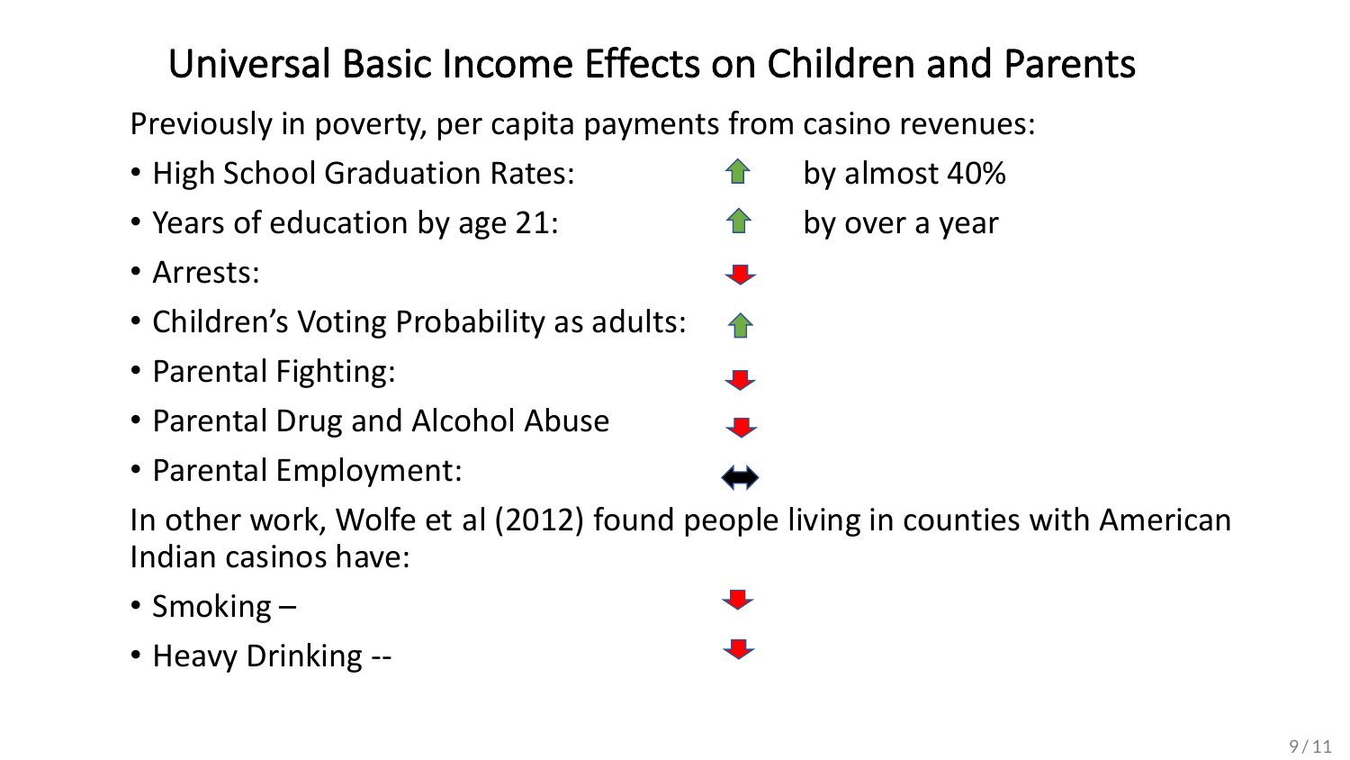# Universal Basic Income Effects on Children and Parents

Previously in poverty, per capita payments from casino revenues:

- High School Graduation Rates: ⬆ by almost 40%
- Years of education by age 21: ⬆ by over a year
- Arrests: ⬇
- Children's Voting Probability as adults: ⬆
- Parental Fighting: ⬇
- Parental Drug and Alcohol Abuse ⬇
- Parental Employment: ⬌

In other work, Wolfe et al (2012) found people living in counties with American Indian casinos have:

- Smoking – ⬇
- Heavy Drinking -- ⬇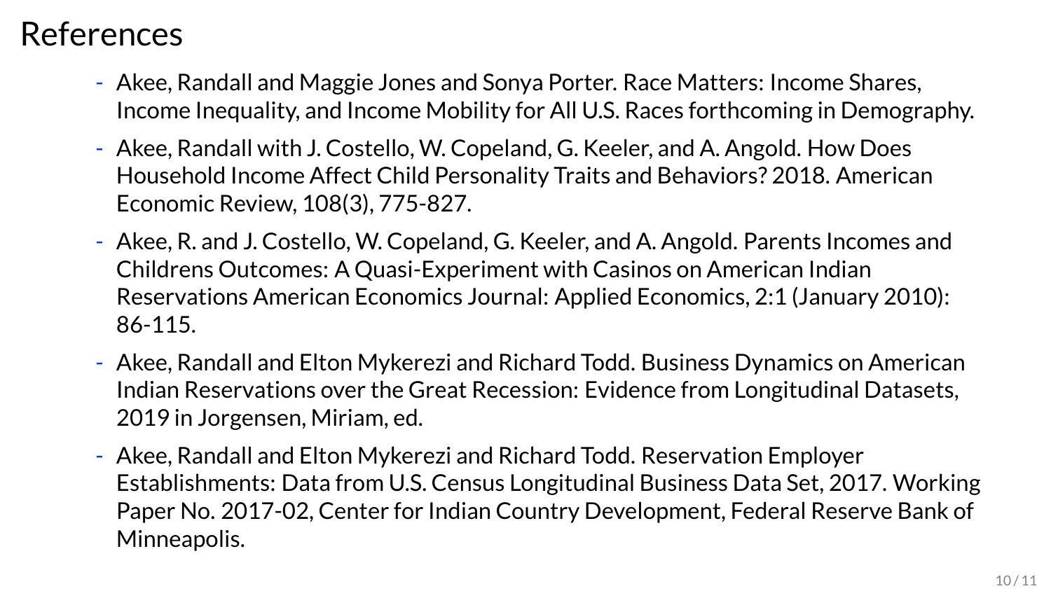# References

- Akee, Randall and Maggie Jones and Sonya Porter. Race Matters: Income Shares, Income Inequality, and Income Mobility for All U.S. Races forthcoming in Demography.
- Akee, Randall with J. Costello, W. Copeland, G. Keeler, and A. Angold. How Does Household Income Affect Child Personality Traits and Behaviors? 2018. American Economic Review, 108(3), 775-827.
- Akee, R. and J. Costello, W. Copeland, G. Keeler, and A. Angold. Parents Incomes and Childrens Outcomes: A Quasi-Experiment with Casinos on American Indian Reservations American Economics Journal: Applied Economics, 2:1 (January 2010): 86-115.
- Akee, Randall and Elton Mykerezi and Richard Todd. Business Dynamics on American Indian Reservations over the Great Recession: Evidence from Longitudinal Datasets, 2019 in Jorgensen, Miriam, ed.
- Akee, Randall and Elton Mykerezi and Richard Todd. Reservation Employer Establishments: Data from U.S. Census Longitudinal Business Data Set, 2017. Working Paper No. 2017-02, Center for Indian Country Development, Federal Reserve Bank of Minneapolis.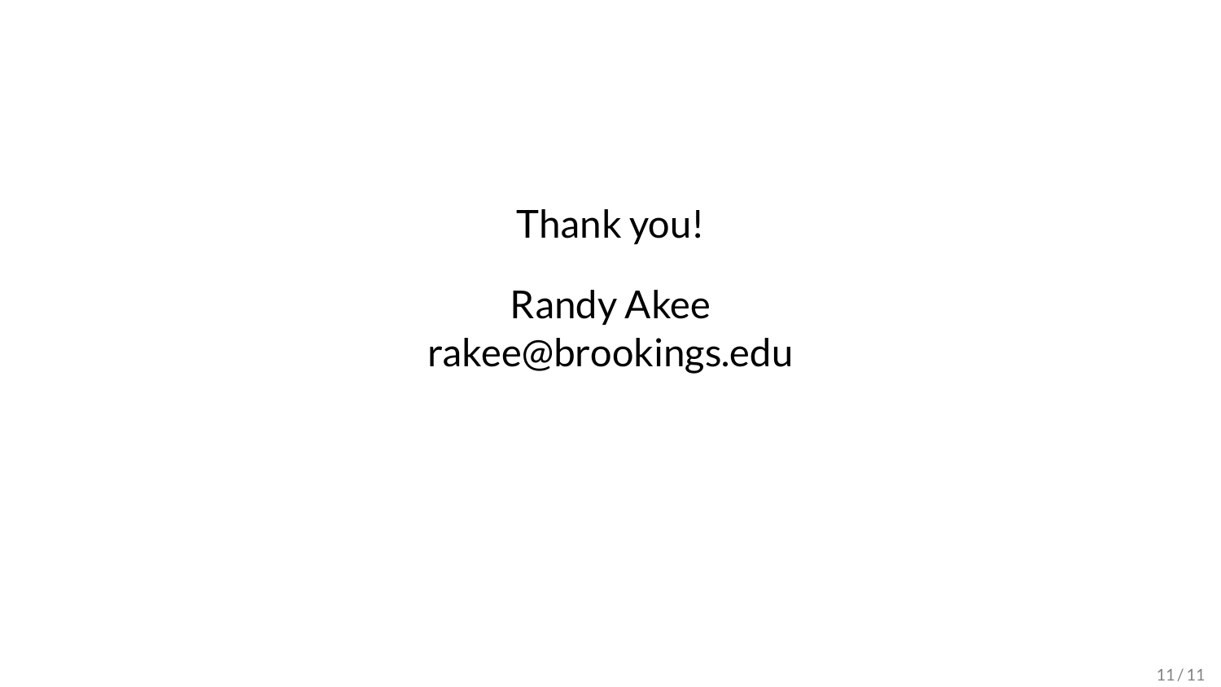Thank you!

Randy Akee
rakee@brookings.edu